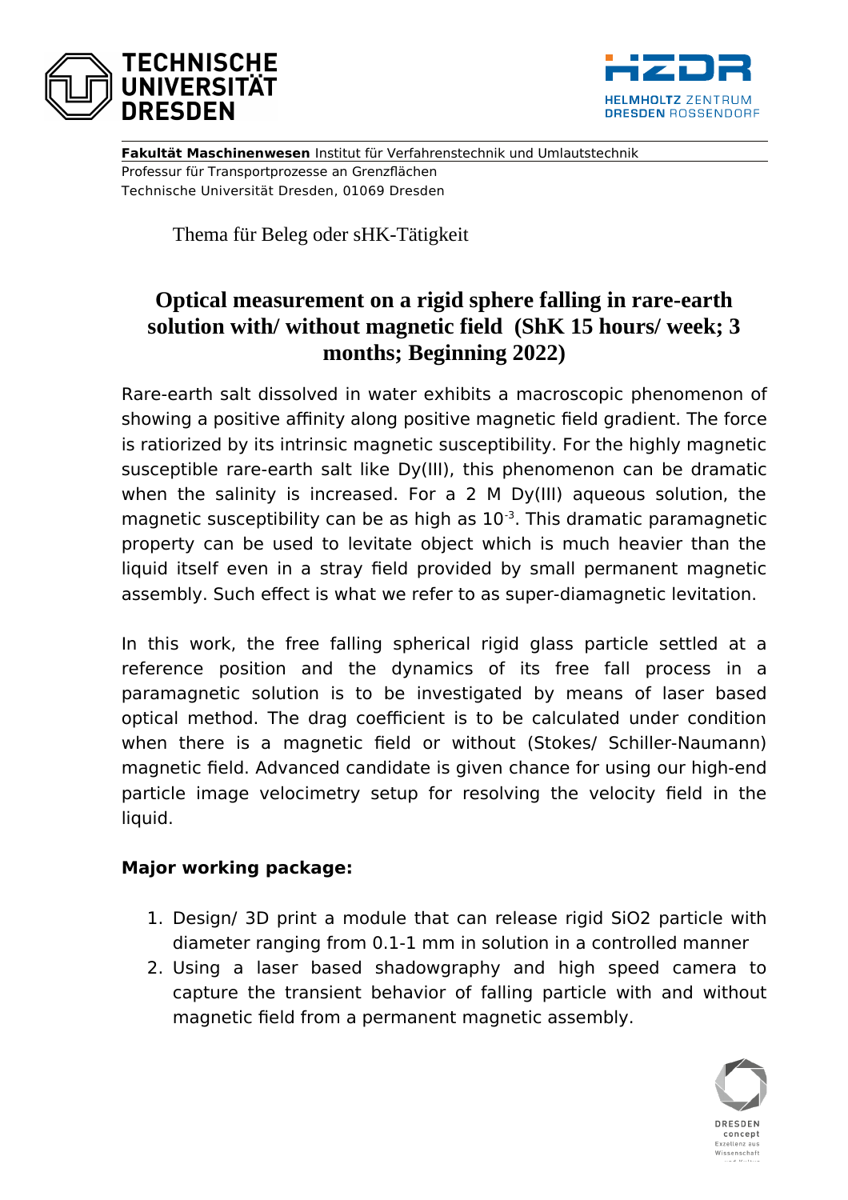**Fakultät Maschinenwesen** Institut für Verfahrenstechnik und Umlautstechnik
Professur für Transportprozesse an Grenzflächen
Technische Universität Dresden, 01069 Dresden

Thema für Beleg oder sHK-Tätigkeit

# Optical measurement on a rigid sphere falling in rare-earth solution with/ without magnetic field (ShK 15 hours/ week; 3 months; Beginning 2022)

Rare-earth salt dissolved in water exhibits a macroscopic phenomenon of showing a positive affinity along positive magnetic field gradient. The force is ratiorized by its intrinsic magnetic susceptibility. For the highly magnetic susceptible rare-earth salt like Dy(III), this phenomenon can be dramatic when the salinity is increased. For a 2 M Dy(III) aqueous solution, the magnetic susceptibility can be as high as $10^{-3}$. This dramatic paramagnetic property can be used to levitate object which is much heavier than the liquid itself even in a stray field provided by small permanent magnetic assembly. Such effect is what we refer to as super-diamagnetic levitation.

In this work, the free falling spherical rigid glass particle settled at a reference position and the dynamics of its free fall process in a paramagnetic solution is to be investigated by means of laser based optical method. The drag coefficient is to be calculated under condition when there is a magnetic field or without (Stokes/ Schiller-Naumann) magnetic field. Advanced candidate is given chance for using our high-end particle image velocimetry setup for resolving the velocity field in the liquid.

**Major working package:**

1. Design/ 3D print a module that can release rigid $SiO_2$ particle with diameter ranging from 0.1-1 mm in solution in a controlled manner
2. Using a laser based shadowgraphy and high speed camera to capture the transient behavior of falling particle with and without magnetic field from a permanent magnetic assembly.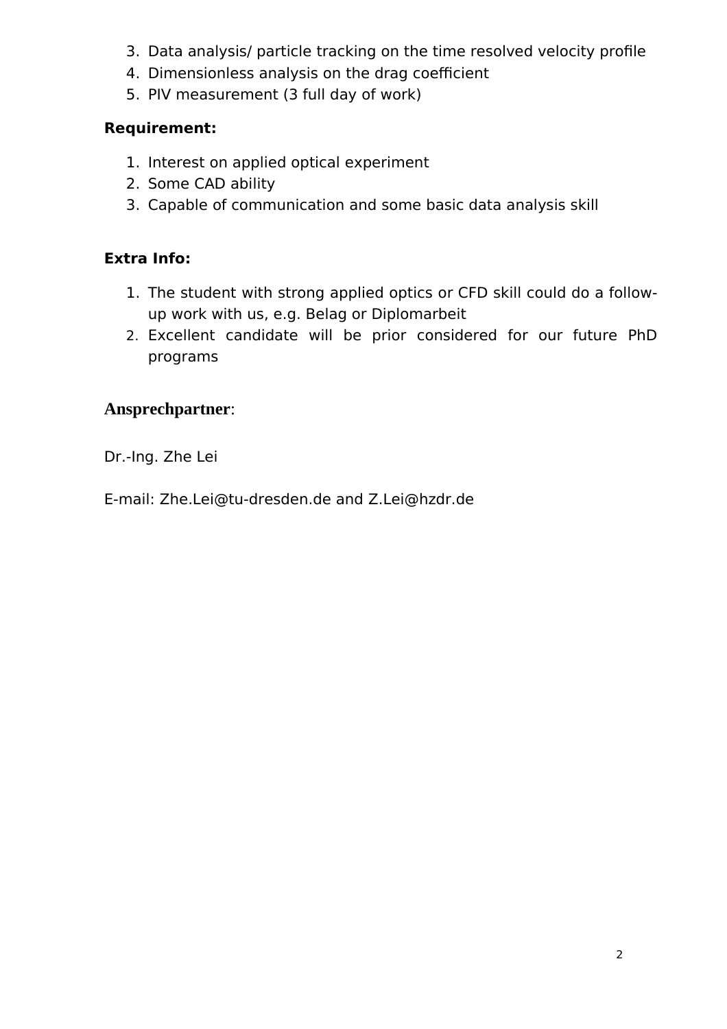3. Data analysis/ particle tracking on the time resolved velocity profile
4. Dimensionless analysis on the drag coefficient
5. PIV measurement (3 full day of work)

**Requirement:**

1. Interest on applied optical experiment
2. Some CAD ability
3. Capable of communication and some basic data analysis skill

**Extra Info:**

1. The student with strong applied optics or CFD skill could do a follow-up work with us, e.g. Belag or Diplomarbeit
2. Excellent candidate will be prior considered for our future PhD programs

**Ansprechpartner**:

Dr.-Ing. Zhe Lei

E-mail: Zhe.Lei@tu-dresden.de and Z.Lei@hzdr.de